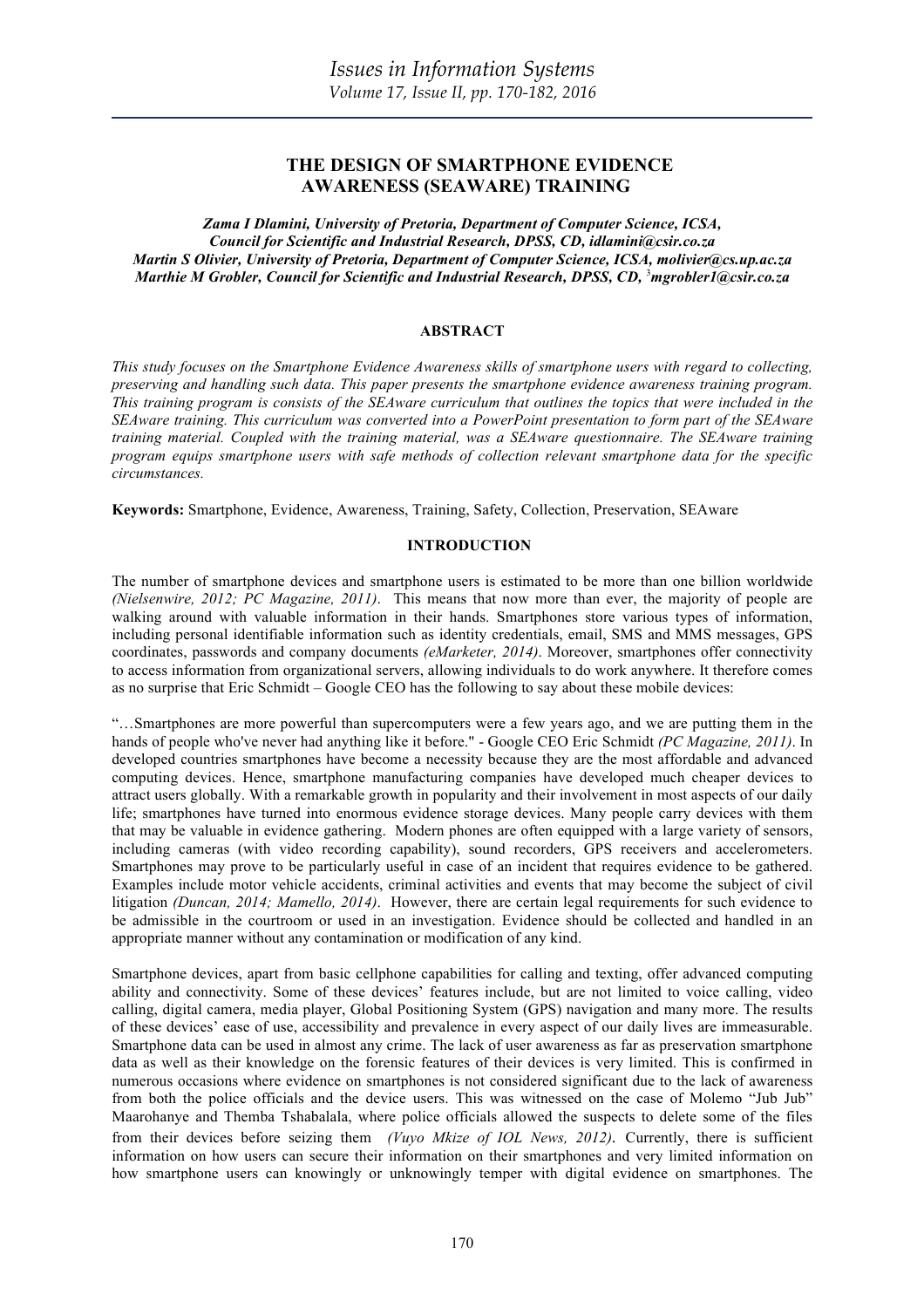# THE DESIGN OF SMARTPHONE EVIDENCE AWARENESS (SEAWARE) TRAINING

***Zama I Dlamini, University of Pretoria, Department of Computer Science, ICSA, Council for Scientific and Industrial Research, DPSS, CD, idlamini@csir.co.za***
***Martin S Olivier, University of Pretoria, Department of Computer Science, ICSA, molivier@cs.up.ac.za***
***Marthie M Grobler, Council for Scientific and Industrial Research, DPSS, CD, [3]mgrobler1@csir.co.za***

## ABSTRACT

*This study focuses on the Smartphone Evidence Awareness skills of smartphone users with regard to collecting, preserving and handling such data. This paper presents the smartphone evidence awareness training program. This training program is consists of the SEAware curriculum that outlines the topics that were included in the SEAware training. This curriculum was converted into a PowerPoint presentation to form part of the SEAware training material. Coupled with the training material, was a SEAware questionnaire. The SEAware training program equips smartphone users with safe methods of collection relevant smartphone data for the specific circumstances.*

**Keywords:** Smartphone, Evidence, Awareness, Training, Safety, Collection, Preservation, SEAware

## INTRODUCTION

The number of smartphone devices and smartphone users is estimated to be more than one billion worldwide *(Nielsenwire, 2012; PC Magazine, 2011)*. This means that now more than ever, the majority of people are walking around with valuable information in their hands. Smartphones store various types of information, including personal identifiable information such as identity credentials, email, SMS and MMS messages, GPS coordinates, passwords and company documents *(eMarketer, 2014)*. Moreover, smartphones offer connectivity to access information from organizational servers, allowing individuals to do work anywhere. It therefore comes as no surprise that Eric Schmidt – Google CEO has the following to say about these mobile devices:

"…Smartphones are more powerful than supercomputers were a few years ago, and we are putting them in the hands of people who've never had anything like it before." - Google CEO Eric Schmidt *(PC Magazine, 2011)*. In developed countries smartphones have become a necessity because they are the most affordable and advanced computing devices. Hence, smartphone manufacturing companies have developed much cheaper devices to attract users globally. With a remarkable growth in popularity and their involvement in most aspects of our daily life; smartphones have turned into enormous evidence storage devices. Many people carry devices with them that may be valuable in evidence gathering. Modern phones are often equipped with a large variety of sensors, including cameras (with video recording capability), sound recorders, GPS receivers and accelerometers. Smartphones may prove to be particularly useful in case of an incident that requires evidence to be gathered. Examples include motor vehicle accidents, criminal activities and events that may become the subject of civil litigation *(Duncan, 2014; Mamello, 2014)*. However, there are certain legal requirements for such evidence to be admissible in the courtroom or used in an investigation. Evidence should be collected and handled in an appropriate manner without any contamination or modification of any kind.

Smartphone devices, apart from basic cellphone capabilities for calling and texting, offer advanced computing ability and connectivity. Some of these devices' features include, but are not limited to voice calling, video calling, digital camera, media player, Global Positioning System (GPS) navigation and many more. The results of these devices' ease of use, accessibility and prevalence in every aspect of our daily lives are immeasurable. Smartphone data can be used in almost any crime. The lack of user awareness as far as preservation smartphone data as well as their knowledge on the forensic features of their devices is very limited. This is confirmed in numerous occasions where evidence on smartphones is not considered significant due to the lack of awareness from both the police officials and the device users. This was witnessed on the case of Molemo "Jub Jub" Maarohanye and Themba Tshabalala, where police officials allowed the suspects to delete some of the files from their devices before seizing them *(Vuyo Mkize of IOL News, 2012)***.** Currently, there is sufficient information on how users can secure their information on their smartphones and very limited information on how smartphone users can knowingly or unknowingly temper with digital evidence on smartphones. The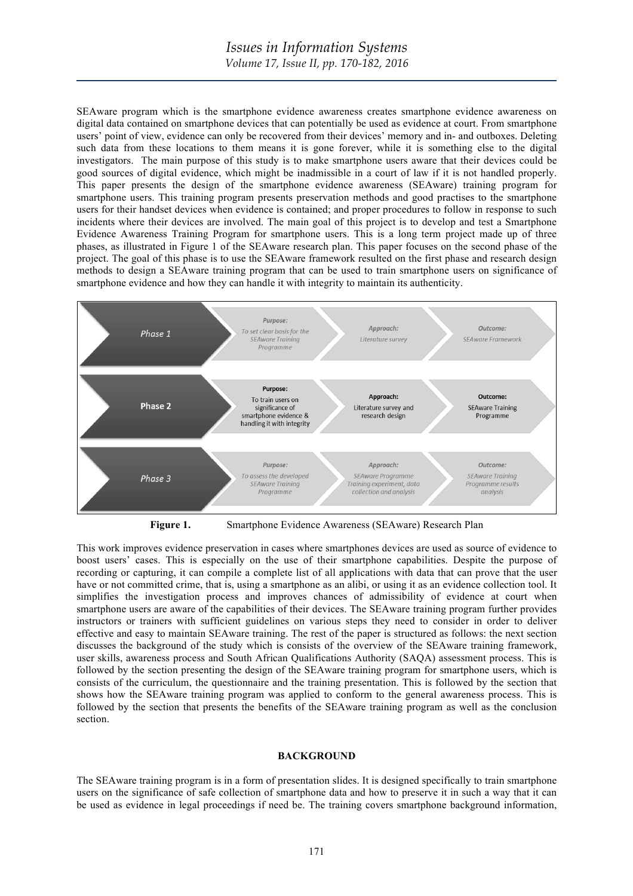SEAware program which is the smartphone evidence awareness creates smartphone evidence awareness on digital data contained on smartphone devices that can potentially be used as evidence at court. From smartphone users' point of view, evidence can only be recovered from their devices' memory and in- and outboxes. Deleting such data from these locations to them means it is gone forever, while it is something else to the digital investigators. The main purpose of this study is to make smartphone users aware that their devices could be good sources of digital evidence, which might be inadmissible in a court of law if it is not handled properly. This paper presents the design of the smartphone evidence awareness (SEAware) training program for smartphone users. This training program presents preservation methods and good practises to the smartphone users for their handset devices when evidence is contained; and proper procedures to follow in response to such incidents where their devices are involved. The main goal of this project is to develop and test a Smartphone Evidence Awareness Training Program for smartphone users. This is a long term project made up of three phases, as illustrated in Figure 1 of the SEAware research plan. This paper focuses on the second phase of the project. The goal of this phase is to use the SEAware framework resulted on the first phase and research design methods to design a SEAware training program that can be used to train smartphone users on significance of smartphone evidence and how they can handle it with integrity to maintain its authenticity.

| | Purpose | Approach | Outcome |
|---|---|---|---|
| Phase 1 | To set clear basis for the SEAware Training Programme | Literature survey | SEAware Framework |
| **Phase 2** | **To train users on significance of smartphone evidence & handling it with integrity** | **Literature survey and research design** | **SEAware Training Programme** |
| Phase 3 | To assess the developed SEAware Training Programme | SEAware Programme Training experiment, data collection and analysis | SEAware Training Programme results analysis |

**Figure 1.** Smartphone Evidence Awareness (SEAware) Research Plan

This work improves evidence preservation in cases where smartphones devices are used as source of evidence to boost users' cases. This is especially on the use of their smartphone capabilities. Despite the purpose of recording or capturing, it can compile a complete list of all applications with data that can prove that the user have or not committed crime, that is, using a smartphone as an alibi, or using it as an evidence collection tool. It simplifies the investigation process and improves chances of admissibility of evidence at court when smartphone users are aware of the capabilities of their devices. The SEAware training program further provides instructors or trainers with sufficient guidelines on various steps they need to consider in order to deliver effective and easy to maintain SEAware training. The rest of the paper is structured as follows: the next section discusses the background of the study which is consists of the overview of the SEAware training framework, user skills, awareness process and South African Qualifications Authority (SAQA) assessment process. This is followed by the section presenting the design of the SEAware training program for smartphone users, which is consists of the curriculum, the questionnaire and the training presentation. This is followed by the section that shows how the SEAware training program was applied to conform to the general awareness process. This is followed by the section that presents the benefits of the SEAware training program as well as the conclusion section.

## BACKGROUND

The SEAware training program is in a form of presentation slides. It is designed specifically to train smartphone users on the significance of safe collection of smartphone data and how to preserve it in such a way that it can be used as evidence in legal proceedings if need be. The training covers smartphone background information,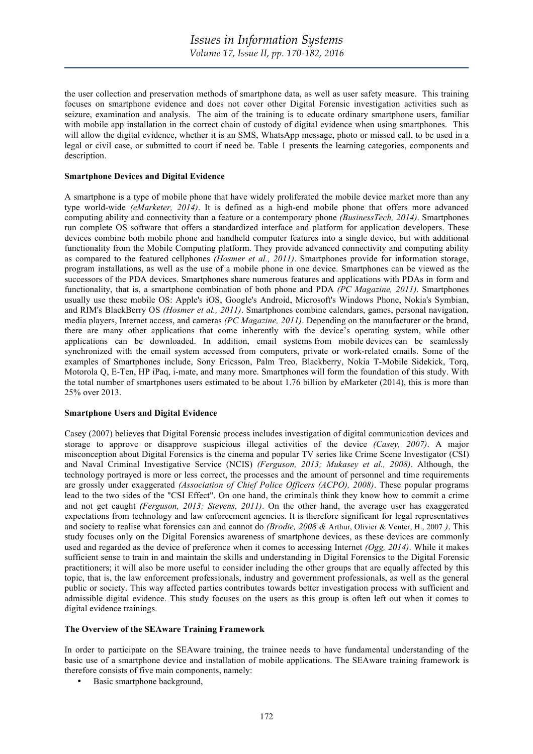the user collection and preservation methods of smartphone data, as well as user safety measure. This training focuses on smartphone evidence and does not cover other Digital Forensic investigation activities such as seizure, examination and analysis. The aim of the training is to educate ordinary smartphone users, familiar with mobile app installation in the correct chain of custody of digital evidence when using smartphones. This will allow the digital evidence, whether it is an SMS, WhatsApp message, photo or missed call, to be used in a legal or civil case, or submitted to court if need be. Table 1 presents the learning categories, components and description.

**Smartphone Devices and Digital Evidence**

A smartphone is a type of mobile phone that have widely proliferated the mobile device market more than any type world-wide *(eMarketer, 2014)*. It is defined as a high-end mobile phone that offers more advanced computing ability and connectivity than a feature or a contemporary phone *(BusinessTech, 2014)*. Smartphones run complete OS software that offers a standardized interface and platform for application developers. These devices combine both mobile phone and handheld computer features into a single device, but with additional functionality from the Mobile Computing platform. They provide advanced connectivity and computing ability as compared to the featured cellphones *(Hosmer et al., 2011)*. Smartphones provide for information storage, program installations, as well as the use of a mobile phone in one device. Smartphones can be viewed as the successors of the PDA devices. Smartphones share numerous features and applications with PDAs in form and functionality, that is, a smartphone combination of both phone and PDA *(PC Magazine, 2011)*. Smartphones usually use these mobile OS: Apple's iOS, Google's Android, Microsoft's Windows Phone, Nokia's Symbian, and RIM's BlackBerry OS *(Hosmer et al., 2011)*. Smartphones combine calendars, games, personal navigation, media players, Internet access, and cameras *(PC Magazine, 2011)*. Depending on the manufacturer or the brand, there are many other applications that come inherently with the device's operating system, while other applications can be downloaded. In addition, email systems from mobile devices can be seamlessly synchronized with the email system accessed from computers, private or work-related emails. Some of the examples of Smartphones include, Sony Ericsson, Palm Treo, Blackberry, Nokia T-Mobile Sidekick, Torq, Motorola Q, E-Ten, HP iPaq, i-mate, and many more. Smartphones will form the foundation of this study. With the total number of smartphones users estimated to be about 1.76 billion by eMarketer (2014), this is more than 25% over 2013.

**Smartphone Users and Digital Evidence**

Casey (2007) believes that Digital Forensic process includes investigation of digital communication devices and storage to approve or disapprove suspicious illegal activities of the device *(Casey, 2007)*. A major misconception about Digital Forensics is the cinema and popular TV series like Crime Scene Investigator (CSI) and Naval Criminal Investigative Service (NCIS) *(Ferguson, 2013; Mukasey et al., 2008)*. Although, the technology portrayed is more or less correct, the processes and the amount of personnel and time requirements are grossly under exaggerated *(Association of Chief Police Officers (ACPO), 2008)*. These popular programs lead to the two sides of the "CSI Effect". On one hand, the criminals think they know how to commit a crime and not get caught *(Ferguson, 2013; Stevens, 2011)*. On the other hand, the average user has exaggerated expectations from technology and law enforcement agencies. It is therefore significant for legal representatives and society to realise what forensics can and cannot do *(Brodie, 2008 &* Arthur, Olivier & Venter, H., 2007 *)*. This study focuses only on the Digital Forensics awareness of smartphone devices, as these devices are commonly used and regarded as the device of preference when it comes to accessing Internet *(Ogg, 2014)*. While it makes sufficient sense to train in and maintain the skills and understanding in Digital Forensics to the Digital Forensic practitioners; it will also be more useful to consider including the other groups that are equally affected by this topic, that is, the law enforcement professionals, industry and government professionals, as well as the general public or society. This way affected parties contributes towards better investigation process with sufficient and admissible digital evidence. This study focuses on the users as this group is often left out when it comes to digital evidence trainings.

**The Overview of the SEAware Training Framework**

In order to participate on the SEAware training, the trainee needs to have fundamental understanding of the basic use of a smartphone device and installation of mobile applications. The SEAware training framework is therefore consists of five main components, namely:

- Basic smartphone background,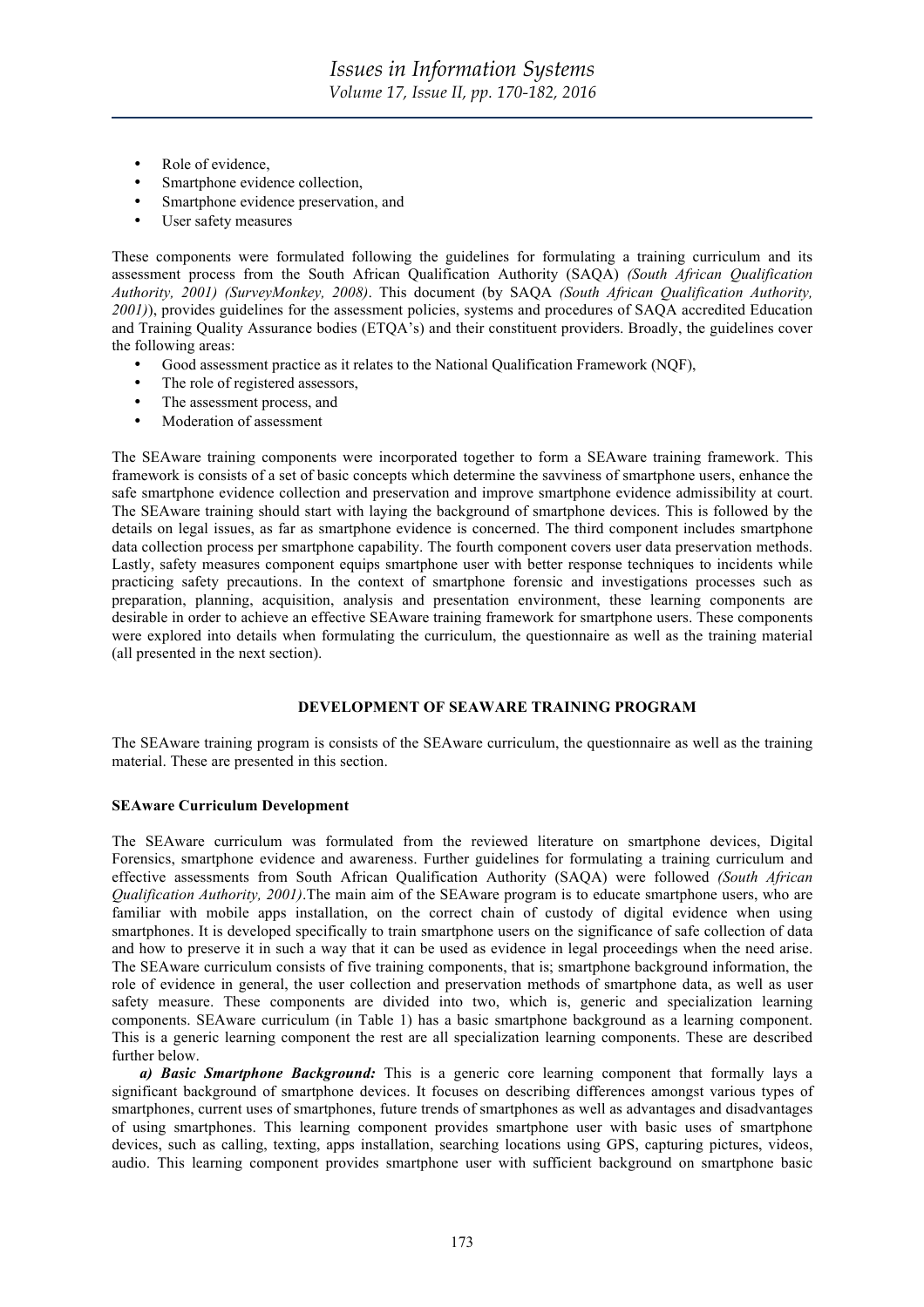- Role of evidence,
- Smartphone evidence collection,
- Smartphone evidence preservation, and
- User safety measures

These components were formulated following the guidelines for formulating a training curriculum and its assessment process from the South African Qualification Authority (SAQA) *(South African Qualification Authority, 2001) (SurveyMonkey, 2008)*. This document (by SAQA *(South African Qualification Authority, 2001)*), provides guidelines for the assessment policies, systems and procedures of SAQA accredited Education and Training Quality Assurance bodies (ETQA's) and their constituent providers. Broadly, the guidelines cover the following areas:

- Good assessment practice as it relates to the National Qualification Framework (NQF),
- The role of registered assessors,
- The assessment process, and
- Moderation of assessment

The SEAware training components were incorporated together to form a SEAware training framework. This framework is consists of a set of basic concepts which determine the savviness of smartphone users, enhance the safe smartphone evidence collection and preservation and improve smartphone evidence admissibility at court. The SEAware training should start with laying the background of smartphone devices. This is followed by the details on legal issues, as far as smartphone evidence is concerned. The third component includes smartphone data collection process per smartphone capability. The fourth component covers user data preservation methods. Lastly, safety measures component equips smartphone user with better response techniques to incidents while practicing safety precautions. In the context of smartphone forensic and investigations processes such as preparation, planning, acquisition, analysis and presentation environment, these learning components are desirable in order to achieve an effective SEAware training framework for smartphone users. These components were explored into details when formulating the curriculum, the questionnaire as well as the training material (all presented in the next section).

## DEVELOPMENT OF SEAWARE TRAINING PROGRAM

The SEAware training program is consists of the SEAware curriculum, the questionnaire as well as the training material. These are presented in this section.

### SEAware Curriculum Development

The SEAware curriculum was formulated from the reviewed literature on smartphone devices, Digital Forensics, smartphone evidence and awareness. Further guidelines for formulating a training curriculum and effective assessments from South African Qualification Authority (SAQA) were followed *(South African Qualification Authority, 2001)*.The main aim of the SEAware program is to educate smartphone users, who are familiar with mobile apps installation, on the correct chain of custody of digital evidence when using smartphones. It is developed specifically to train smartphone users on the significance of safe collection of data and how to preserve it in such a way that it can be used as evidence in legal proceedings when the need arise. The SEAware curriculum consists of five training components, that is; smartphone background information, the role of evidence in general, the user collection and preservation methods of smartphone data, as well as user safety measure. These components are divided into two, which is, generic and specialization learning components. SEAware curriculum (in Table 1) has a basic smartphone background as a learning component. This is a generic learning component the rest are all specialization learning components. These are described further below.

***a) Basic Smartphone Background:*** This is a generic core learning component that formally lays a significant background of smartphone devices. It focuses on describing differences amongst various types of smartphones, current uses of smartphones, future trends of smartphones as well as advantages and disadvantages of using smartphones. This learning component provides smartphone user with basic uses of smartphone devices, such as calling, texting, apps installation, searching locations using GPS, capturing pictures, videos, audio. This learning component provides smartphone user with sufficient background on smartphone basic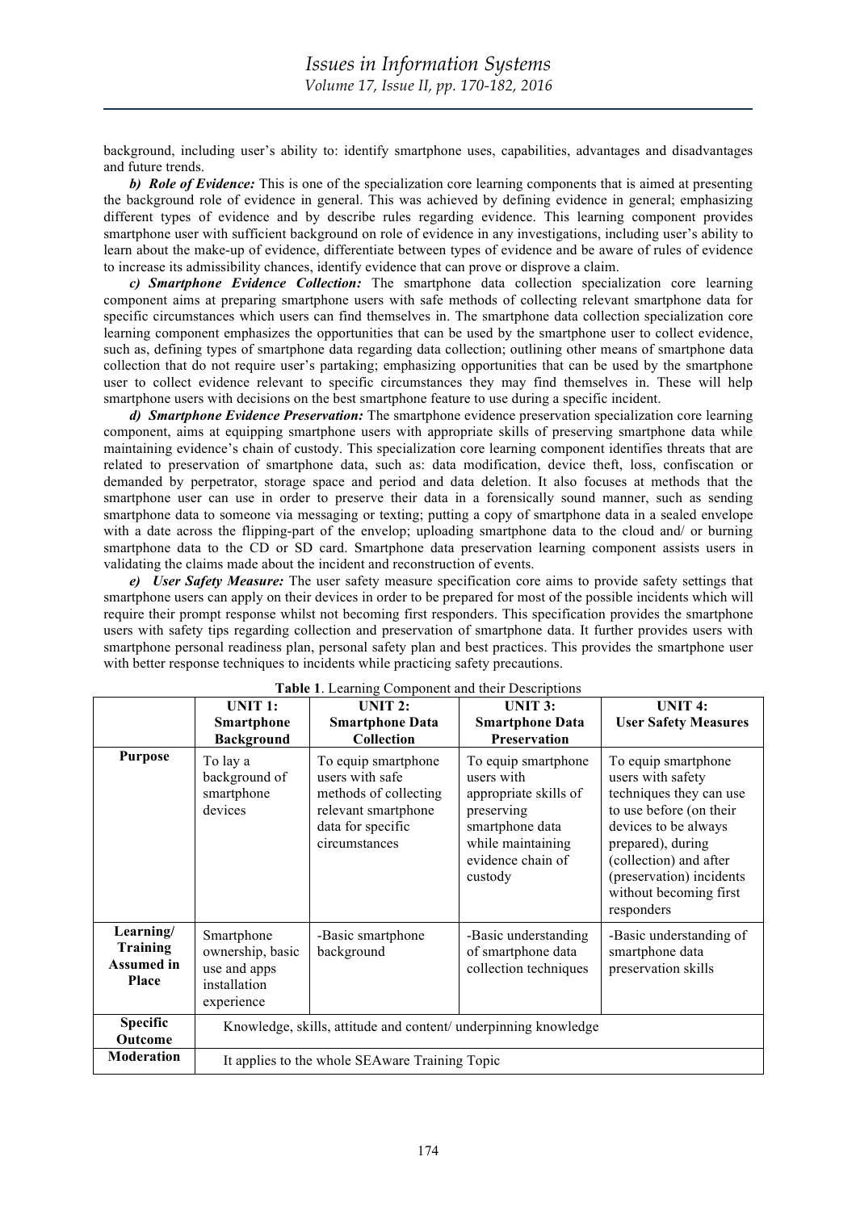background, including user's ability to: identify smartphone uses, capabilities, advantages and disadvantages and future trends.

***b) Role of Evidence:*** This is one of the specialization core learning components that is aimed at presenting the background role of evidence in general. This was achieved by defining evidence in general; emphasizing different types of evidence and by describe rules regarding evidence. This learning component provides smartphone user with sufficient background on role of evidence in any investigations, including user's ability to learn about the make-up of evidence, differentiate between types of evidence and be aware of rules of evidence to increase its admissibility chances, identify evidence that can prove or disprove a claim.

***c) Smartphone Evidence Collection:*** The smartphone data collection specialization core learning component aims at preparing smartphone users with safe methods of collecting relevant smartphone data for specific circumstances which users can find themselves in. The smartphone data collection specialization core learning component emphasizes the opportunities that can be used by the smartphone user to collect evidence, such as, defining types of smartphone data regarding data collection; outlining other means of smartphone data collection that do not require user's partaking; emphasizing opportunities that can be used by the smartphone user to collect evidence relevant to specific circumstances they may find themselves in. These will help smartphone users with decisions on the best smartphone feature to use during a specific incident.

***d) Smartphone Evidence Preservation:*** The smartphone evidence preservation specialization core learning component, aims at equipping smartphone users with appropriate skills of preserving smartphone data while maintaining evidence's chain of custody. This specialization core learning component identifies threats that are related to preservation of smartphone data, such as: data modification, device theft, loss, confiscation or demanded by perpetrator, storage space and period and data deletion. It also focuses at methods that the smartphone user can use in order to preserve their data in a forensically sound manner, such as sending smartphone data to someone via messaging or texting; putting a copy of smartphone data in a sealed envelope with a date across the flipping-part of the envelop; uploading smartphone data to the cloud and/ or burning smartphone data to the CD or SD card. Smartphone data preservation learning component assists users in validating the claims made about the incident and reconstruction of events.

***e) User Safety Measure:*** The user safety measure specification core aims to provide safety settings that smartphone users can apply on their devices in order to be prepared for most of the possible incidents which will require their prompt response whilst not becoming first responders. This specification provides the smartphone users with safety tips regarding collection and preservation of smartphone data. It further provides users with smartphone personal readiness plan, personal safety plan and best practices. This provides the smartphone user with better response techniques to incidents while practicing safety precautions.

**Table 1**. Learning Component and their Descriptions

| | **UNIT 1: Smartphone Background** | **UNIT 2: Smartphone Data Collection** | **UNIT 3: Smartphone Data Preservation** | **UNIT 4: User Safety Measures** |
|---|---|---|---|---|
| **Purpose** | To lay a background of smartphone devices | To equip smartphone users with safe methods of collecting relevant smartphone data for specific circumstances | To equip smartphone users with appropriate skills of preserving smartphone data while maintaining evidence chain of custody | To equip smartphone users with safety techniques they can use to use before (on their devices to be always prepared), during (collection) and after (preservation) incidents without becoming first responders |
| **Learning/ Training Assumed in Place** | Smartphone ownership, basic use and apps installation experience | -Basic smartphone background | -Basic understanding of smartphone data collection techniques | -Basic understanding of smartphone data preservation skills |
| **Specific Outcome** | Knowledge, skills, attitude and content/ underpinning knowledge | | | |
| **Moderation** | It applies to the whole SEAware Training Topic | | | |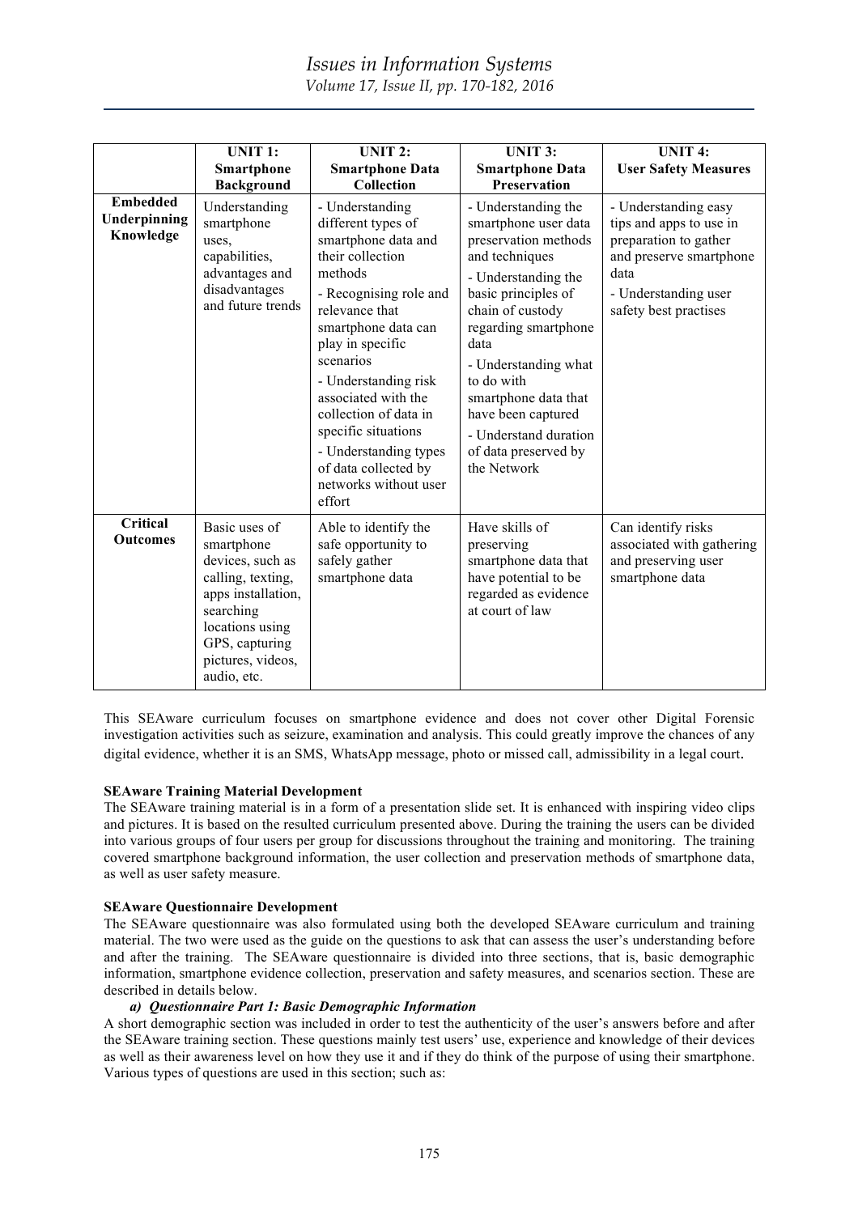| | **UNIT 1: Smartphone Background** | **UNIT 2: Smartphone Data Collection** | **UNIT 3: Smartphone Data Preservation** | **UNIT 4: User Safety Measures** |
|---|---|---|---|---|
| **Embedded Underpinning Knowledge** | Understanding smartphone uses, capabilities, advantages and disadvantages and future trends | - Understanding different types of smartphone data and their collection methods<br>- Recognising role and relevance that smartphone data can play in specific scenarios<br>- Understanding risk associated with the collection of data in specific situations<br>- Understanding types of data collected by networks without user effort | - Understanding the smartphone user data preservation methods and techniques<br>- Understanding the basic principles of chain of custody regarding smartphone data<br>- Understanding what to do with smartphone data that have been captured<br>- Understand duration of data preserved by the Network | - Understanding easy tips and apps to use in preparation to gather and preserve smartphone data<br>- Understanding user safety best practises |
| **Critical Outcomes** | Basic uses of smartphone devices, such as calling, texting, apps installation, searching locations using GPS, capturing pictures, videos, audio, etc. | Able to identify the safe opportunity to safely gather smartphone data | Have skills of preserving smartphone data that have potential to be regarded as evidence at court of law | Can identify risks associated with gathering and preserving user smartphone data |

This SEAware curriculum focuses on smartphone evidence and does not cover other Digital Forensic investigation activities such as seizure, examination and analysis. This could greatly improve the chances of any digital evidence, whether it is an SMS, WhatsApp message, photo or missed call, admissibility in a legal court.

**SEAware Training Material Development**

The SEAware training material is in a form of a presentation slide set. It is enhanced with inspiring video clips and pictures. It is based on the resulted curriculum presented above. During the training the users can be divided into various groups of four users per group for discussions throughout the training and monitoring. The training covered smartphone background information, the user collection and preservation methods of smartphone data, as well as user safety measure.

**SEAware Questionnaire Development**

The SEAware questionnaire was also formulated using both the developed SEAware curriculum and training material. The two were used as the guide on the questions to ask that can assess the user's understanding before and after the training. The SEAware questionnaire is divided into three sections, that is, basic demographic information, smartphone evidence collection, preservation and safety measures, and scenarios section. These are described in details below.

***a) Questionnaire Part 1: Basic Demographic Information***

A short demographic section was included in order to test the authenticity of the user's answers before and after the SEAware training section. These questions mainly test users' use, experience and knowledge of their devices as well as their awareness level on how they use it and if they do think of the purpose of using their smartphone. Various types of questions are used in this section; such as: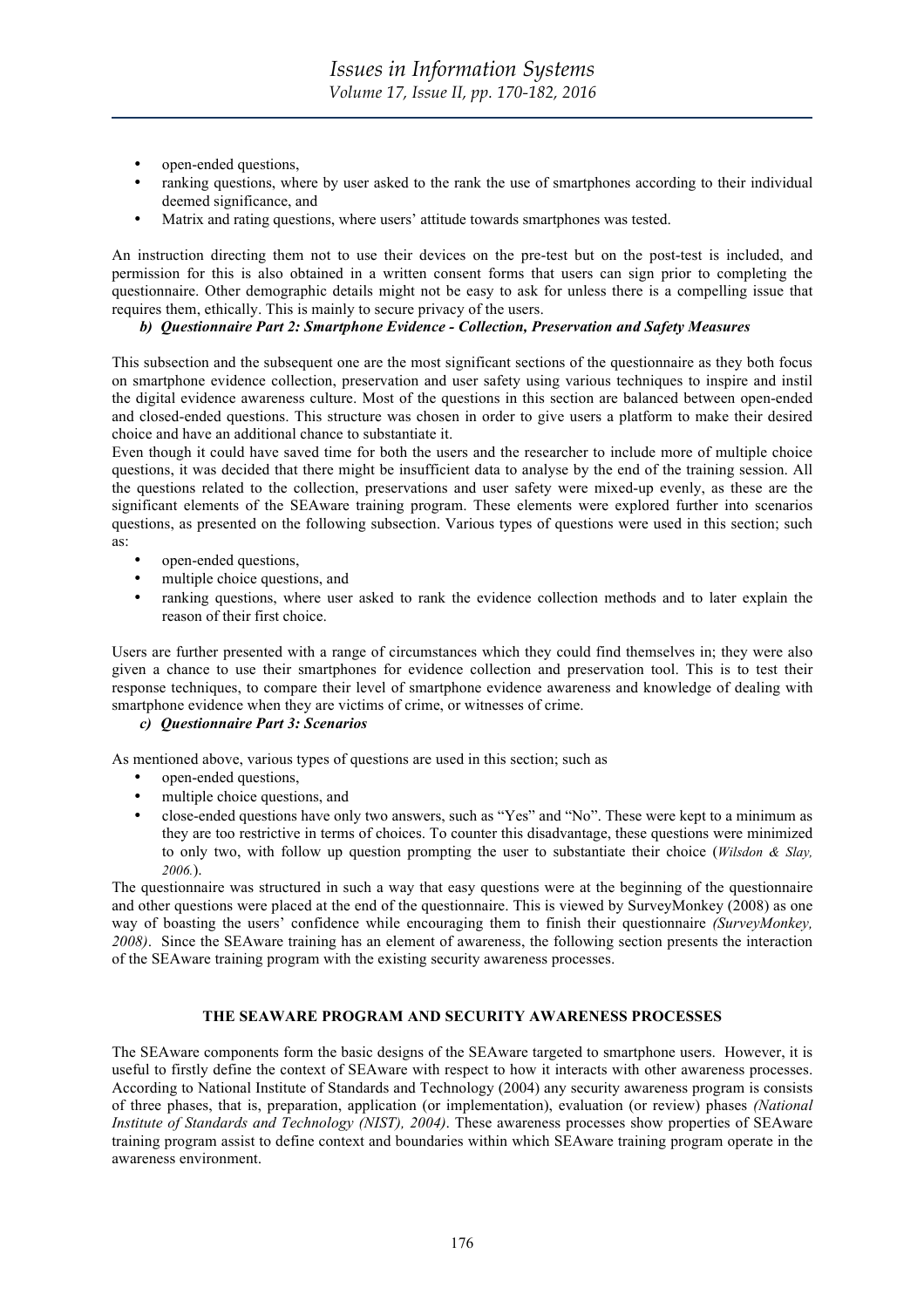- open-ended questions,
- ranking questions, where by user asked to the rank the use of smartphones according to their individual deemed significance, and
- Matrix and rating questions, where users' attitude towards smartphones was tested.

An instruction directing them not to use their devices on the pre-test but on the post-test is included, and permission for this is also obtained in a written consent forms that users can sign prior to completing the questionnaire. Other demographic details might not be easy to ask for unless there is a compelling issue that requires them, ethically. This is mainly to secure privacy of the users.

***b) Questionnaire Part 2: Smartphone Evidence - Collection, Preservation and Safety Measures***

This subsection and the subsequent one are the most significant sections of the questionnaire as they both focus on smartphone evidence collection, preservation and user safety using various techniques to inspire and instil the digital evidence awareness culture. Most of the questions in this section are balanced between open-ended and closed-ended questions. This structure was chosen in order to give users a platform to make their desired choice and have an additional chance to substantiate it.

Even though it could have saved time for both the users and the researcher to include more of multiple choice questions, it was decided that there might be insufficient data to analyse by the end of the training session. All the questions related to the collection, preservations and user safety were mixed-up evenly, as these are the significant elements of the SEAware training program. These elements were explored further into scenarios questions, as presented on the following subsection. Various types of questions were used in this section; such as:

- open-ended questions,
- multiple choice questions, and
- ranking questions, where user asked to rank the evidence collection methods and to later explain the reason of their first choice.

Users are further presented with a range of circumstances which they could find themselves in; they were also given a chance to use their smartphones for evidence collection and preservation tool. This is to test their response techniques, to compare their level of smartphone evidence awareness and knowledge of dealing with smartphone evidence when they are victims of crime, or witnesses of crime.

***c) Questionnaire Part 3: Scenarios***

As mentioned above, various types of questions are used in this section; such as

- open-ended questions,
- multiple choice questions, and
- close-ended questions have only two answers, such as "Yes" and "No". These were kept to a minimum as they are too restrictive in terms of choices. To counter this disadvantage, these questions were minimized to only two, with follow up question prompting the user to substantiate their choice (*Wilsdon & Slay, 2006.*).

The questionnaire was structured in such a way that easy questions were at the beginning of the questionnaire and other questions were placed at the end of the questionnaire. This is viewed by SurveyMonkey (2008) as one way of boasting the users' confidence while encouraging them to finish their questionnaire *(SurveyMonkey, 2008)*. Since the SEAware training has an element of awareness, the following section presents the interaction of the SEAware training program with the existing security awareness processes.

## THE SEAWARE PROGRAM AND SECURITY AWARENESS PROCESSES

The SEAware components form the basic designs of the SEAware targeted to smartphone users. However, it is useful to firstly define the context of SEAware with respect to how it interacts with other awareness processes. According to National Institute of Standards and Technology (2004) any security awareness program is consists of three phases, that is, preparation, application (or implementation), evaluation (or review) phases *(National Institute of Standards and Technology (NIST), 2004)*. These awareness processes show properties of SEAware training program assist to define context and boundaries within which SEAware training program operate in the awareness environment.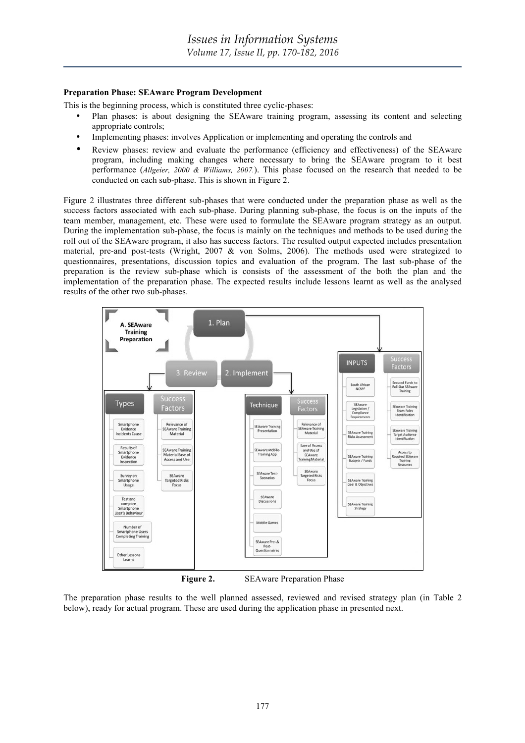**Preparation Phase: SEAware Program Development**

This is the beginning process, which is constituted three cyclic-phases:

- Plan phases: is about designing the SEAware training program, assessing its content and selecting appropriate controls;
- Implementing phases: involves Application or implementing and operating the controls and
- Review phases: review and evaluate the performance (efficiency and effectiveness) of the SEAware program, including making changes where necessary to bring the SEAware program to it best performance (*Allgeier, 2000 & Williams, 2007.*). This phase focused on the research that needed to be conducted on each sub-phase. This is shown in Figure 2.

Figure 2 illustrates three different sub-phases that were conducted under the preparation phase as well as the success factors associated with each sub-phase. During planning sub-phase, the focus is on the inputs of the team member, management, etc. These were used to formulate the SEAware program strategy as an output. During the implementation sub-phase, the focus is mainly on the techniques and methods to be used during the roll out of the SEAware program, it also has success factors. The resulted output expected includes presentation material, pre-and post-tests (Wright, 2007 & von Solms, 2006). The methods used were strategized to questionnaires, presentations, discussion topics and evaluation of the program. The last sub-phase of the preparation is the review sub-phase which is consists of the assessment of the both the plan and the implementation of the preparation phase. The expected results include lessons learnt as well as the analysed results of the other two sub-phases.

**Figure 2.** SEAware Preparation Phase

The preparation phase results to the well planned assessed, reviewed and revised strategy plan (in Table 2 below), ready for actual program. These are used during the application phase in presented next.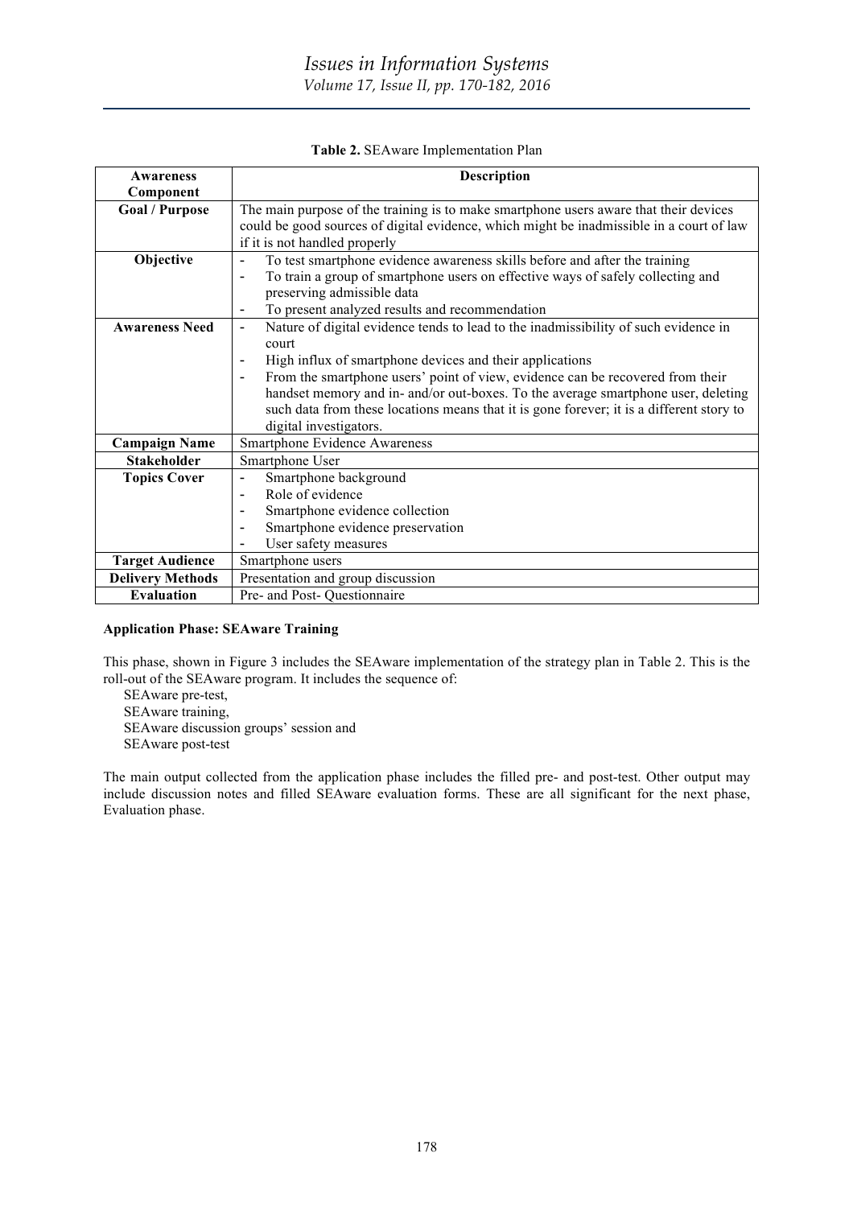**Table 2.** SEAware Implementation Plan

| Awareness Component | Description |
|---|---|
| **Goal / Purpose** | The main purpose of the training is to make smartphone users aware that their devices could be good sources of digital evidence, which might be inadmissible in a court of law if it is not handled properly |
| **Objective** | - To test smartphone evidence awareness skills before and after the training<br>- To train a group of smartphone users on effective ways of safely collecting and preserving admissible data<br>- To present analyzed results and recommendation |
| **Awareness Need** | - Nature of digital evidence tends to lead to the inadmissibility of such evidence in court<br>- High influx of smartphone devices and their applications<br>- From the smartphone users' point of view, evidence can be recovered from their handset memory and in- and/or out-boxes. To the average smartphone user, deleting such data from these locations means that it is gone forever; it is a different story to digital investigators. |
| **Campaign Name** | Smartphone Evidence Awareness |
| **Stakeholder** | Smartphone User |
| **Topics Cover** | - Smartphone background<br>- Role of evidence<br>- Smartphone evidence collection<br>- Smartphone evidence preservation<br>- User safety measures |
| **Target Audience** | Smartphone users |
| **Delivery Methods** | Presentation and group discussion |
| **Evaluation** | Pre- and Post- Questionnaire |

**Application Phase: SEAware Training**

This phase, shown in Figure 3 includes the SEAware implementation of the strategy plan in Table 2. This is the roll-out of the SEAware program. It includes the sequence of:

SEAware pre-test,
SEAware training,
SEAware discussion groups' session and
SEAware post-test

The main output collected from the application phase includes the filled pre- and post-test. Other output may include discussion notes and filled SEAware evaluation forms. These are all significant for the next phase, Evaluation phase.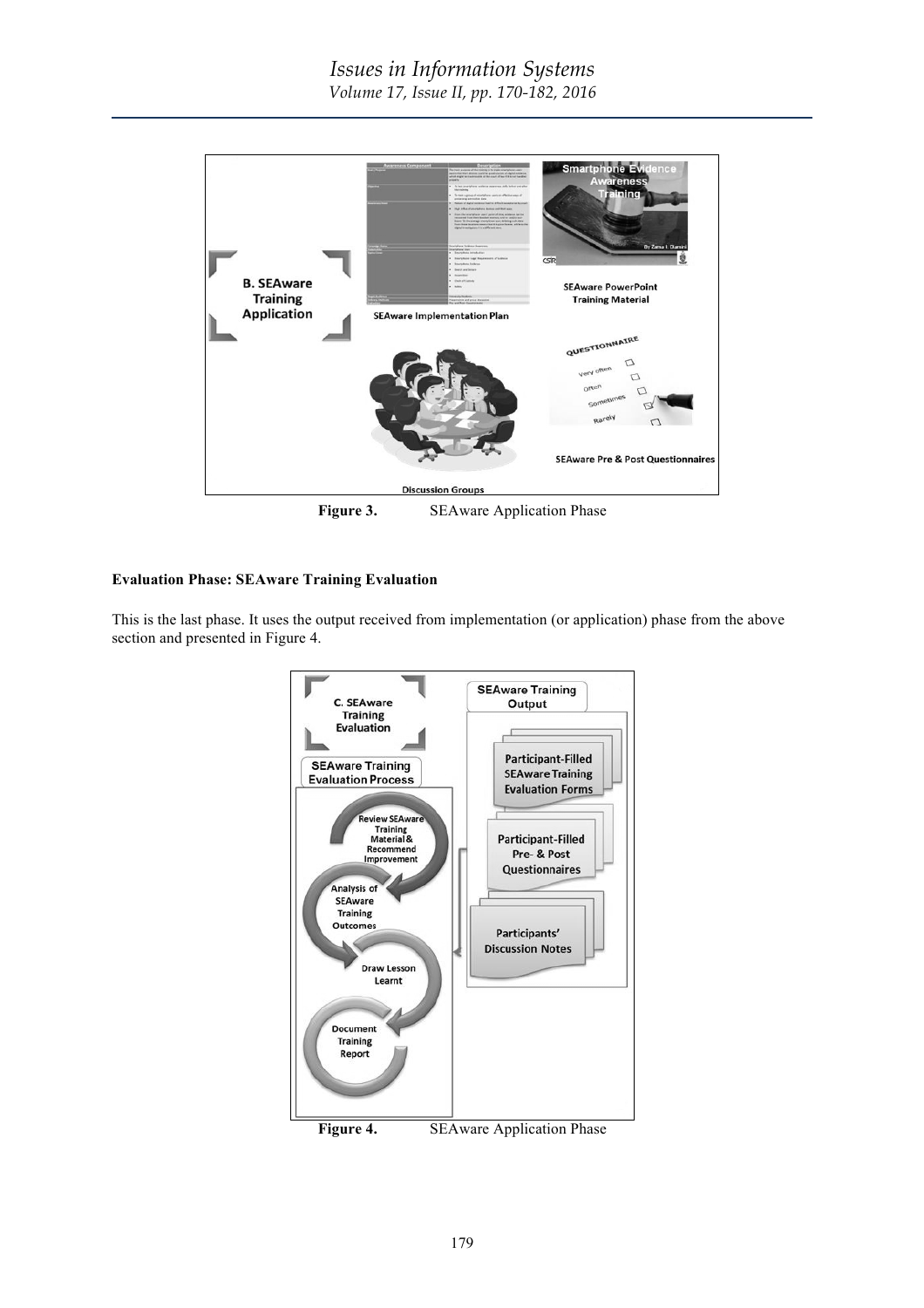Figure 3. SEAware Application Phase

#### Evaluation Phase: SEAware Training Evaluation

This is the last phase. It uses the output received from implementation (or application) phase from the above section and presented in Figure 4.

Figure 4. SEAware Application Phase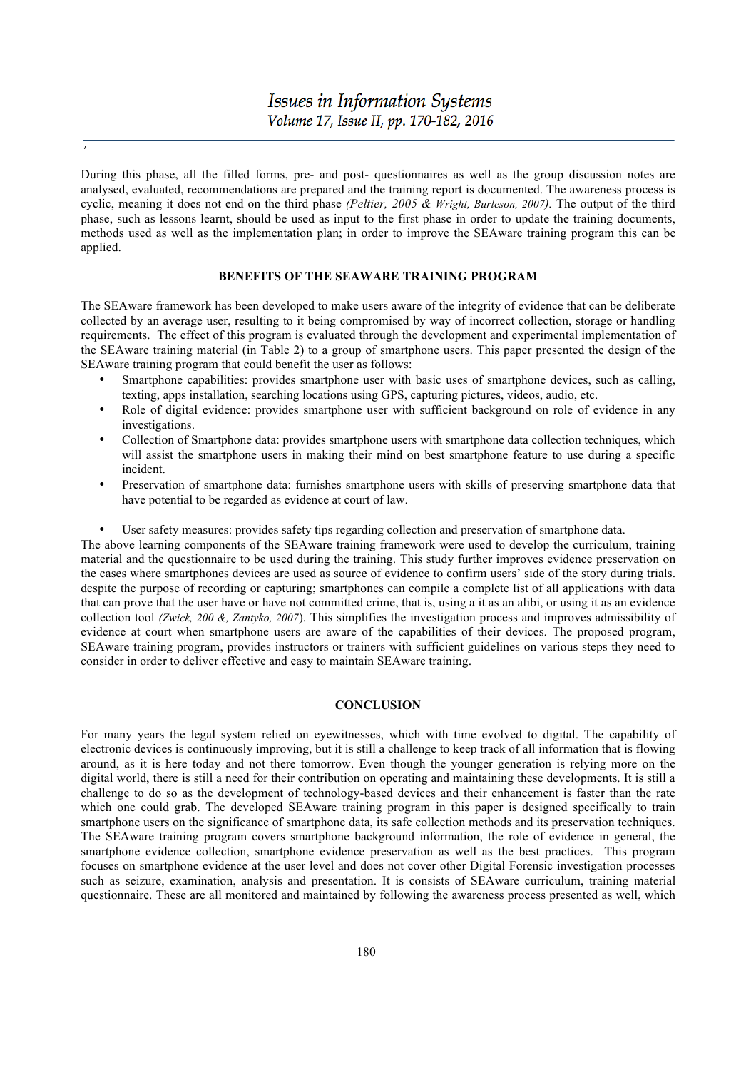During this phase, all the filled forms, pre- and post- questionnaires as well as the group discussion notes are analysed, evaluated, recommendations are prepared and the training report is documented. The awareness process is cyclic, meaning it does not end on the third phase *(Peltier, 2005 & Wright, Burleson, 2007).* The output of the third phase, such as lessons learnt, should be used as input to the first phase in order to update the training documents, methods used as well as the implementation plan; in order to improve the SEAware training program this can be applied.

## BENEFITS OF THE SEAWARE TRAINING PROGRAM

The SEAware framework has been developed to make users aware of the integrity of evidence that can be deliberate collected by an average user, resulting to it being compromised by way of incorrect collection, storage or handling requirements. The effect of this program is evaluated through the development and experimental implementation of the SEAware training material (in Table 2) to a group of smartphone users. This paper presented the design of the SEAware training program that could benefit the user as follows:

- Smartphone capabilities: provides smartphone user with basic uses of smartphone devices, such as calling, texting, apps installation, searching locations using GPS, capturing pictures, videos, audio, etc.
- Role of digital evidence: provides smartphone user with sufficient background on role of evidence in any investigations.
- Collection of Smartphone data: provides smartphone users with smartphone data collection techniques, which will assist the smartphone users in making their mind on best smartphone feature to use during a specific incident.
- Preservation of smartphone data: furnishes smartphone users with skills of preserving smartphone data that have potential to be regarded as evidence at court of law.
- User safety measures: provides safety tips regarding collection and preservation of smartphone data.

The above learning components of the SEAware training framework were used to develop the curriculum, training material and the questionnaire to be used during the training. This study further improves evidence preservation on the cases where smartphones devices are used as source of evidence to confirm users' side of the story during trials. despite the purpose of recording or capturing; smartphones can compile a complete list of all applications with data that can prove that the user have or have not committed crime, that is, using a it as an alibi, or using it as an evidence collection tool *(Zwick, 200 &, Zantyko, 2007*). This simplifies the investigation process and improves admissibility of evidence at court when smartphone users are aware of the capabilities of their devices. The proposed program, SEAware training program, provides instructors or trainers with sufficient guidelines on various steps they need to consider in order to deliver effective and easy to maintain SEAware training.

## CONCLUSION

For many years the legal system relied on eyewitnesses, which with time evolved to digital. The capability of electronic devices is continuously improving, but it is still a challenge to keep track of all information that is flowing around, as it is here today and not there tomorrow. Even though the younger generation is relying more on the digital world, there is still a need for their contribution on operating and maintaining these developments. It is still a challenge to do so as the development of technology-based devices and their enhancement is faster than the rate which one could grab. The developed SEAware training program in this paper is designed specifically to train smartphone users on the significance of smartphone data, its safe collection methods and its preservation techniques. The SEAware training program covers smartphone background information, the role of evidence in general, the smartphone evidence collection, smartphone evidence preservation as well as the best practices. This program focuses on smartphone evidence at the user level and does not cover other Digital Forensic investigation processes such as seizure, examination, analysis and presentation. It is consists of SEAware curriculum, training material questionnaire. These are all monitored and maintained by following the awareness process presented as well, which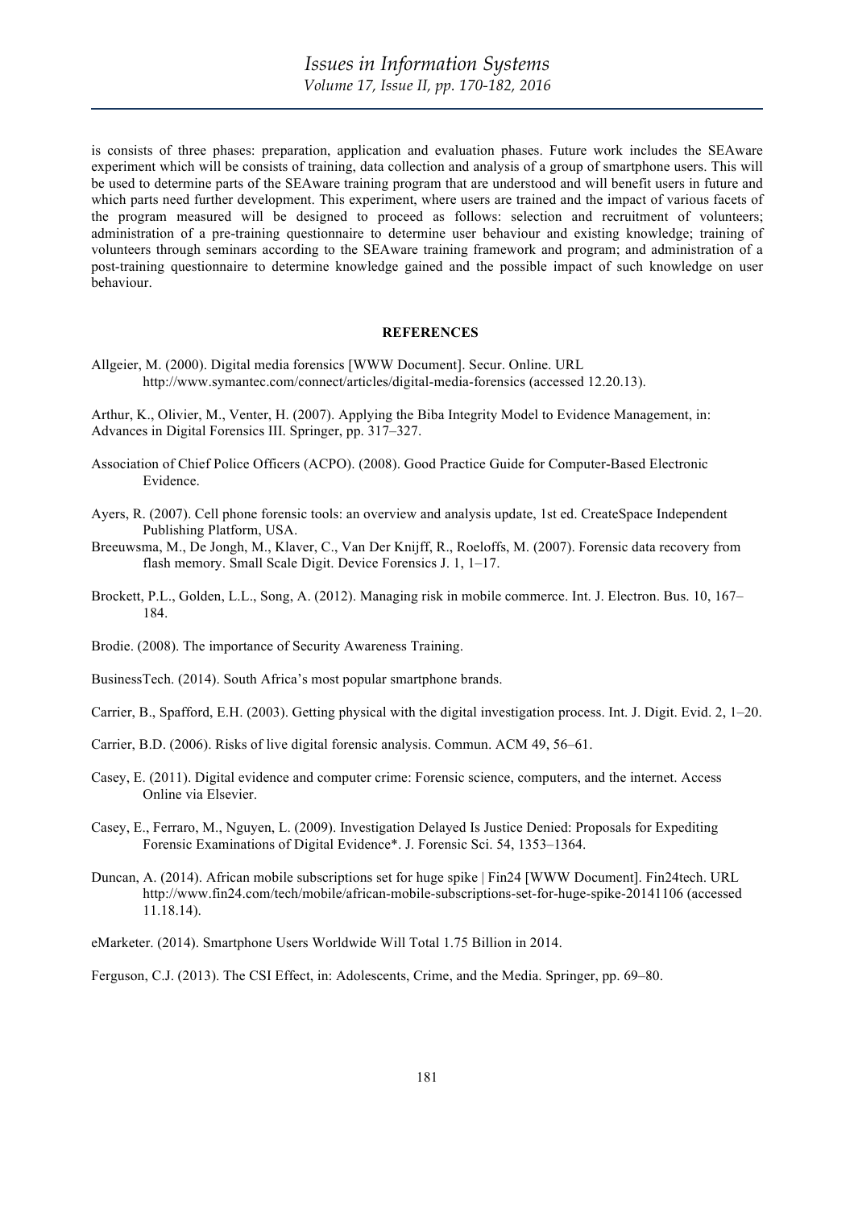is consists of three phases: preparation, application and evaluation phases. Future work includes the SEAware experiment which will be consists of training, data collection and analysis of a group of smartphone users. This will be used to determine parts of the SEAware training program that are understood and will benefit users in future and which parts need further development. This experiment, where users are trained and the impact of various facets of the program measured will be designed to proceed as follows: selection and recruitment of volunteers; administration of a pre-training questionnaire to determine user behaviour and existing knowledge; training of volunteers through seminars according to the SEAware training framework and program; and administration of a post-training questionnaire to determine knowledge gained and the possible impact of such knowledge on user behaviour.

## REFERENCES

Allgeier, M. (2000). Digital media forensics [WWW Document]. Secur. Online. URL http://www.symantec.com/connect/articles/digital-media-forensics (accessed 12.20.13).

Arthur, K., Olivier, M., Venter, H. (2007). Applying the Biba Integrity Model to Evidence Management, in: Advances in Digital Forensics III. Springer, pp. 317–327.

Association of Chief Police Officers (ACPO). (2008). Good Practice Guide for Computer-Based Electronic Evidence.

Ayers, R. (2007). Cell phone forensic tools: an overview and analysis update, 1st ed. CreateSpace Independent Publishing Platform, USA.

Breeuwsma, M., De Jongh, M., Klaver, C., Van Der Knijff, R., Roeloffs, M. (2007). Forensic data recovery from flash memory. Small Scale Digit. Device Forensics J. 1, 1–17.

Brockett, P.L., Golden, L.L., Song, A. (2012). Managing risk in mobile commerce. Int. J. Electron. Bus. 10, 167–184.

Brodie. (2008). The importance of Security Awareness Training.

BusinessTech. (2014). South Africa's most popular smartphone brands.

Carrier, B., Spafford, E.H. (2003). Getting physical with the digital investigation process. Int. J. Digit. Evid. 2, 1–20.

Carrier, B.D. (2006). Risks of live digital forensic analysis. Commun. ACM 49, 56–61.

Casey, E. (2011). Digital evidence and computer crime: Forensic science, computers, and the internet. Access Online via Elsevier.

Casey, E., Ferraro, M., Nguyen, L. (2009). Investigation Delayed Is Justice Denied: Proposals for Expediting Forensic Examinations of Digital Evidence*. J. Forensic Sci. 54, 1353–1364.

Duncan, A. (2014). African mobile subscriptions set for huge spike | Fin24 [WWW Document]. Fin24tech. URL http://www.fin24.com/tech/mobile/african-mobile-subscriptions-set-for-huge-spike-20141106 (accessed 11.18.14).

eMarketer. (2014). Smartphone Users Worldwide Will Total 1.75 Billion in 2014.

Ferguson, C.J. (2013). The CSI Effect, in: Adolescents, Crime, and the Media. Springer, pp. 69–80.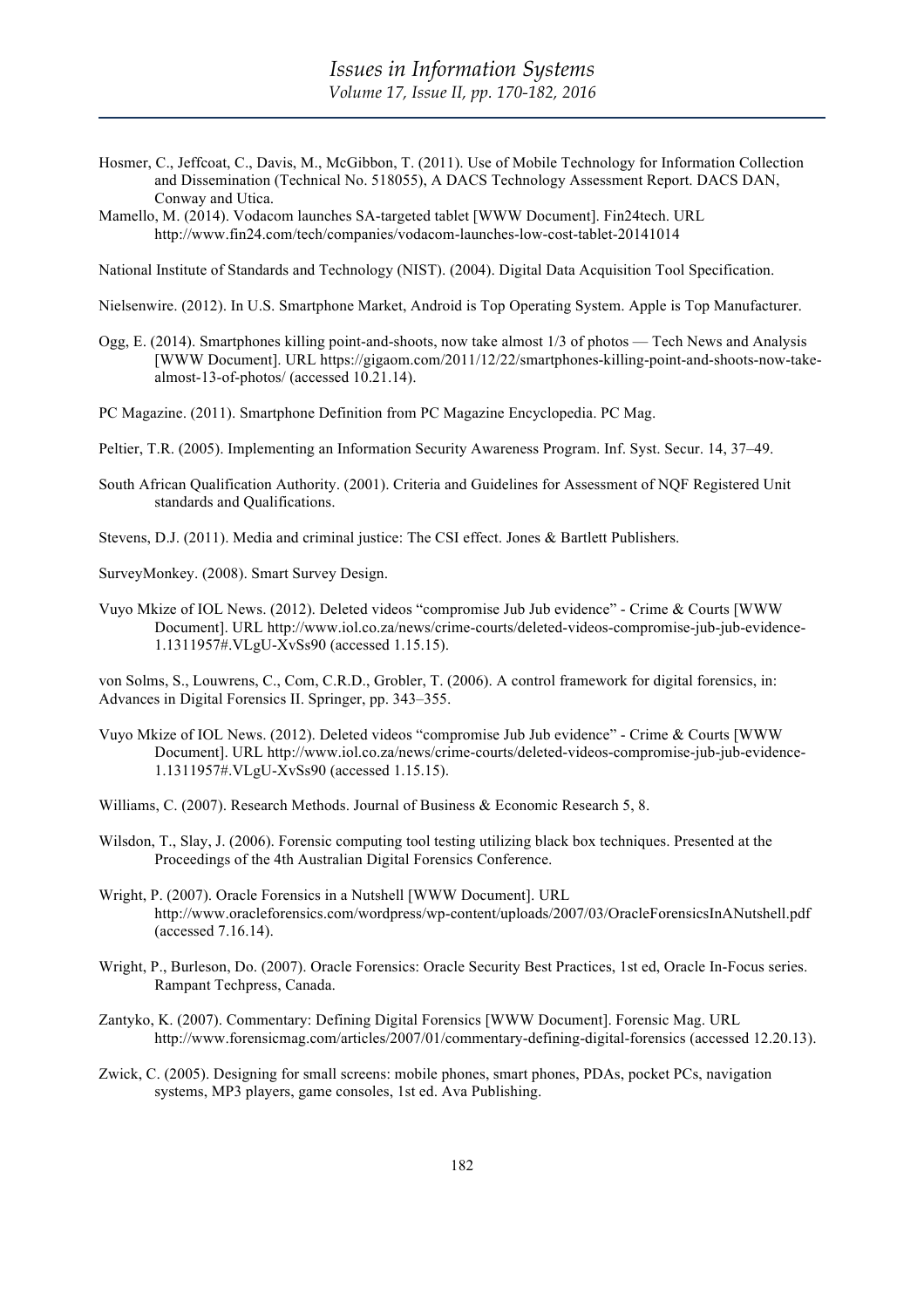Hosmer, C., Jeffcoat, C., Davis, M., McGibbon, T. (2011). Use of Mobile Technology for Information Collection and Dissemination (Technical No. 518055), A DACS Technology Assessment Report. DACS DAN, Conway and Utica.

Mamello, M. (2014). Vodacom launches SA-targeted tablet [WWW Document]. Fin24tech. URL http://www.fin24.com/tech/companies/vodacom-launches-low-cost-tablet-20141014

National Institute of Standards and Technology (NIST). (2004). Digital Data Acquisition Tool Specification.

Nielsenwire. (2012). In U.S. Smartphone Market, Android is Top Operating System. Apple is Top Manufacturer.

Ogg, E. (2014). Smartphones killing point-and-shoots, now take almost 1/3 of photos — Tech News and Analysis [WWW Document]. URL https://gigaom.com/2011/12/22/smartphones-killing-point-and-shoots-now-take-almost-13-of-photos/ (accessed 10.21.14).

PC Magazine. (2011). Smartphone Definition from PC Magazine Encyclopedia. PC Mag.

Peltier, T.R. (2005). Implementing an Information Security Awareness Program. Inf. Syst. Secur. 14, 37–49.

South African Qualification Authority. (2001). Criteria and Guidelines for Assessment of NQF Registered Unit standards and Qualifications.

Stevens, D.J. (2011). Media and criminal justice: The CSI effect. Jones & Bartlett Publishers.

SurveyMonkey. (2008). Smart Survey Design.

Vuyo Mkize of IOL News. (2012). Deleted videos "compromise Jub Jub evidence" - Crime & Courts [WWW Document]. URL http://www.iol.co.za/news/crime-courts/deleted-videos-compromise-jub-jub-evidence-1.1311957#.VLgU-XvSs90 (accessed 1.15.15).

von Solms, S., Louwrens, C., Com, C.R.D., Grobler, T. (2006). A control framework for digital forensics, in: Advances in Digital Forensics II. Springer, pp. 343–355.

Vuyo Mkize of IOL News. (2012). Deleted videos "compromise Jub Jub evidence" - Crime & Courts [WWW Document]. URL http://www.iol.co.za/news/crime-courts/deleted-videos-compromise-jub-jub-evidence-1.1311957#.VLgU-XvSs90 (accessed 1.15.15).

Williams, C. (2007). Research Methods. Journal of Business & Economic Research 5, 8.

Wilsdon, T., Slay, J. (2006). Forensic computing tool testing utilizing black box techniques. Presented at the Proceedings of the 4th Australian Digital Forensics Conference.

Wright, P. (2007). Oracle Forensics in a Nutshell [WWW Document]. URL http://www.oracleforensics.com/wordpress/wp-content/uploads/2007/03/OracleForensicsInANutshell.pdf (accessed 7.16.14).

Wright, P., Burleson, Do. (2007). Oracle Forensics: Oracle Security Best Practices, 1st ed, Oracle In-Focus series. Rampant Techpress, Canada.

Zantyko, K. (2007). Commentary: Defining Digital Forensics [WWW Document]. Forensic Mag. URL http://www.forensicmag.com/articles/2007/01/commentary-defining-digital-forensics (accessed 12.20.13).

Zwick, C. (2005). Designing for small screens: mobile phones, smart phones, PDAs, pocket PCs, navigation systems, MP3 players, game consoles, 1st ed. Ava Publishing.